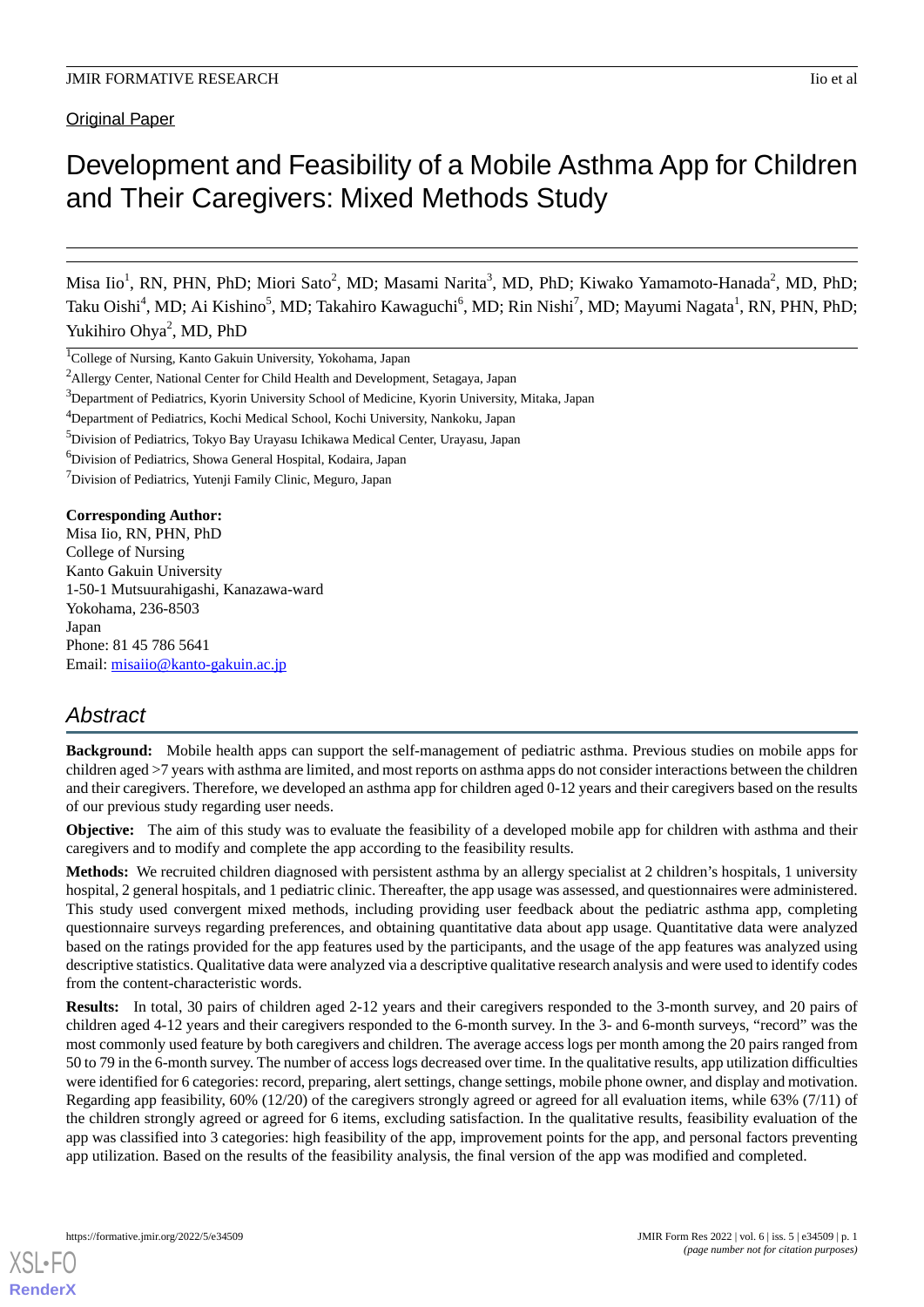Original Paper

# Development and Feasibility of a Mobile Asthma App for Children and Their Caregivers: Mixed Methods Study

Misa Iio[1], RN, PHN, PhD; Miori Sato[2], MD; Masami Narita[3], MD, PhD; Kiwako Yamamoto-Hanada[2], MD, PhD; Taku Oishi[4], MD; Ai Kishino[5], MD; Takahiro Kawaguchi[6], MD; Rin Nishi[7], MD; Mayumi Nagata[1], RN, PHN, PhD; Yukihiro Ohya[2], MD, PhD

[1]College of Nursing, Kanto Gakuin University, Yokohama, Japan

[2]Allergy Center, National Center for Child Health and Development, Setagaya, Japan

[3]Department of Pediatrics, Kyorin University School of Medicine, Kyorin University, Mitaka, Japan

[4]Department of Pediatrics, Kochi Medical School, Kochi University, Nankoku, Japan

[5]Division of Pediatrics, Tokyo Bay Urayasu Ichikawa Medical Center, Urayasu, Japan

[6]Division of Pediatrics, Showa General Hospital, Kodaira, Japan

[7]Division of Pediatrics, Yutenji Family Clinic, Meguro, Japan

**Corresponding Author:**
Misa Iio, RN, PHN, PhD
College of Nursing
Kanto Gakuin University
1-50-1 Mutsuurahigashi, Kanazawa-ward
Yokohama, 236-8503
Japan
Phone: 81 45 786 5641
Email: misaiio@kanto-gakuin.ac.jp

## Abstract

**Background:** Mobile health apps can support the self-management of pediatric asthma. Previous studies on mobile apps for children aged >7 years with asthma are limited, and most reports on asthma apps do not consider interactions between the children and their caregivers. Therefore, we developed an asthma app for children aged 0-12 years and their caregivers based on the results of our previous study regarding user needs.

**Objective:** The aim of this study was to evaluate the feasibility of a developed mobile app for children with asthma and their caregivers and to modify and complete the app according to the feasibility results.

**Methods:** We recruited children diagnosed with persistent asthma by an allergy specialist at 2 children's hospitals, 1 university hospital, 2 general hospitals, and 1 pediatric clinic. Thereafter, the app usage was assessed, and questionnaires were administered. This study used convergent mixed methods, including providing user feedback about the pediatric asthma app, completing questionnaire surveys regarding preferences, and obtaining quantitative data about app usage. Quantitative data were analyzed based on the ratings provided for the app features used by the participants, and the usage of the app features was analyzed using descriptive statistics. Qualitative data were analyzed via a descriptive qualitative research analysis and were used to identify codes from the content-characteristic words.

**Results:** In total, 30 pairs of children aged 2-12 years and their caregivers responded to the 3-month survey, and 20 pairs of children aged 4-12 years and their caregivers responded to the 6-month survey. In the 3- and 6-month surveys, "record" was the most commonly used feature by both caregivers and children. The average access logs per month among the 20 pairs ranged from 50 to 79 in the 6-month survey. The number of access logs decreased over time. In the qualitative results, app utilization difficulties were identified for 6 categories: record, preparing, alert settings, change settings, mobile phone owner, and display and motivation. Regarding app feasibility, 60% (12/20) of the caregivers strongly agreed or agreed for all evaluation items, while 63% (7/11) of the children strongly agreed or agreed for 6 items, excluding satisfaction. In the qualitative results, feasibility evaluation of the app was classified into 3 categories: high feasibility of the app, improvement points for the app, and personal factors preventing app utilization. Based on the results of the feasibility analysis, the final version of the app was modified and completed.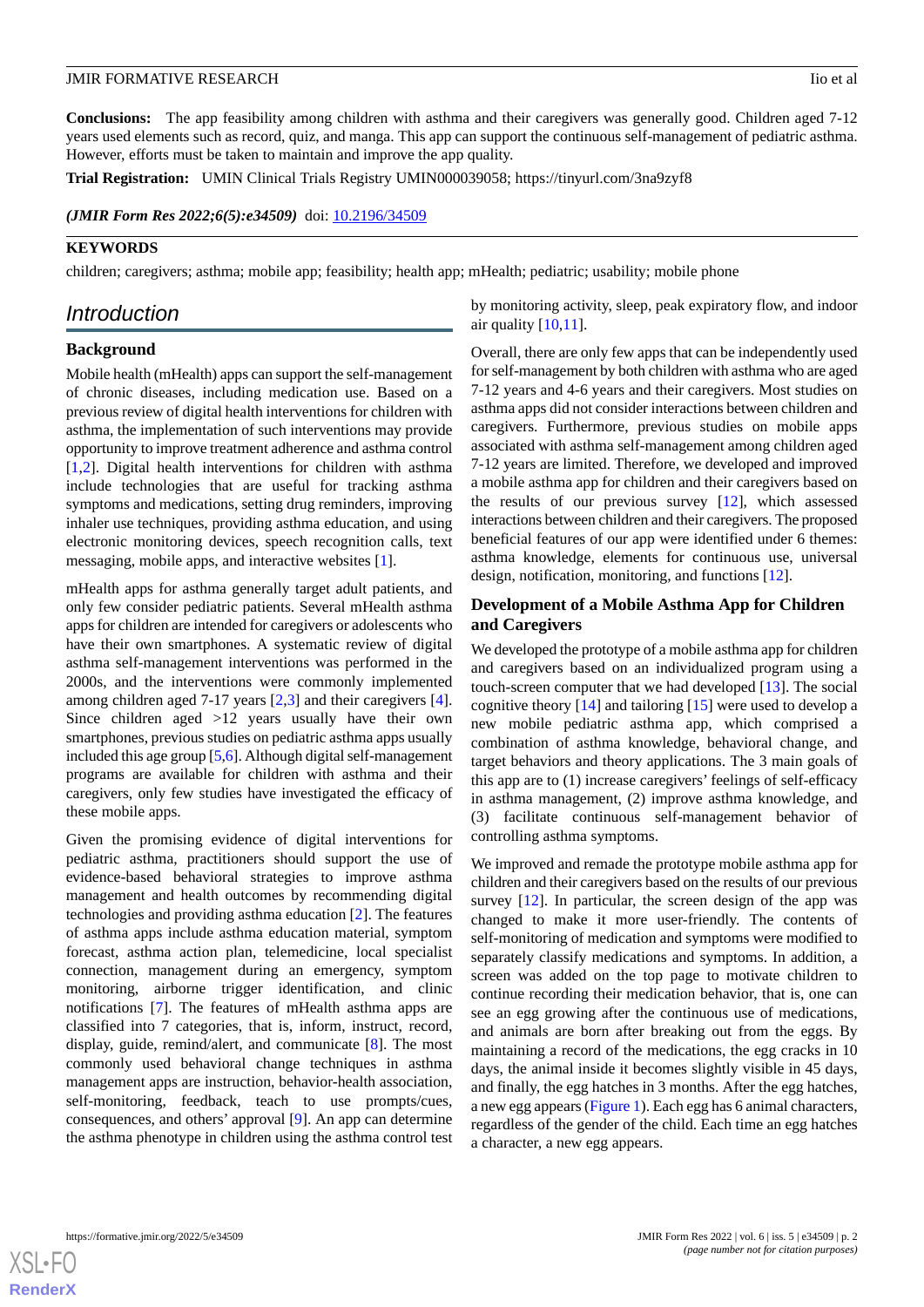**Conclusions:** The app feasibility among children with asthma and their caregivers was generally good. Children aged 7-12 years used elements such as record, quiz, and manga. This app can support the continuous self-management of pediatric asthma. However, efforts must be taken to maintain and improve the app quality.

**Trial Registration:** UMIN Clinical Trials Registry UMIN000039058; https://tinyurl.com/3na9zyf8

*(JMIR Form Res 2022;6(5):e34509)* doi: 10.2196/34509

**KEYWORDS**

children; caregivers; asthma; mobile app; feasibility; health app; mHealth; pediatric; usability; mobile phone

## Introduction

### Background

Mobile health (mHealth) apps can support the self-management of chronic diseases, including medication use. Based on a previous review of digital health interventions for children with asthma, the implementation of such interventions may provide opportunity to improve treatment adherence and asthma control [1,2]. Digital health interventions for children with asthma include technologies that are useful for tracking asthma symptoms and medications, setting drug reminders, improving inhaler use techniques, providing asthma education, and using electronic monitoring devices, speech recognition calls, text messaging, mobile apps, and interactive websites [1].

mHealth apps for asthma generally target adult patients, and only few consider pediatric patients. Several mHealth asthma apps for children are intended for caregivers or adolescents who have their own smartphones. A systematic review of digital asthma self-management interventions was performed in the 2000s, and the interventions were commonly implemented among children aged 7-17 years [2,3] and their caregivers [4]. Since children aged >12 years usually have their own smartphones, previous studies on pediatric asthma apps usually included this age group [5,6]. Although digital self-management programs are available for children with asthma and their caregivers, only few studies have investigated the efficacy of these mobile apps.

Given the promising evidence of digital interventions for pediatric asthma, practitioners should support the use of evidence-based behavioral strategies to improve asthma management and health outcomes by recommending digital technologies and providing asthma education [2]. The features of asthma apps include asthma education material, symptom forecast, asthma action plan, telemedicine, local specialist connection, management during an emergency, symptom monitoring, airborne trigger identification, and clinic notifications [7]. The features of mHealth asthma apps are classified into 7 categories, that is, inform, instruct, record, display, guide, remind/alert, and communicate [8]. The most commonly used behavioral change techniques in asthma management apps are instruction, behavior-health association, self-monitoring, feedback, teach to use prompts/cues, consequences, and others' approval [9]. An app can determine the asthma phenotype in children using the asthma control test by monitoring activity, sleep, peak expiratory flow, and indoor air quality [10,11].

Overall, there are only few apps that can be independently used for self-management by both children with asthma who are aged 7-12 years and 4-6 years and their caregivers. Most studies on asthma apps did not consider interactions between children and caregivers. Furthermore, previous studies on mobile apps associated with asthma self-management among children aged 7-12 years are limited. Therefore, we developed and improved a mobile asthma app for children and their caregivers based on the results of our previous survey [12], which assessed interactions between children and their caregivers. The proposed beneficial features of our app were identified under 6 themes: asthma knowledge, elements for continuous use, universal design, notification, monitoring, and functions [12].

### Development of a Mobile Asthma App for Children and Caregivers

We developed the prototype of a mobile asthma app for children and caregivers based on an individualized program using a touch-screen computer that we had developed [13]. The social cognitive theory [14] and tailoring [15] were used to develop a new mobile pediatric asthma app, which comprised a combination of asthma knowledge, behavioral change, and target behaviors and theory applications. The 3 main goals of this app are to (1) increase caregivers' feelings of self-efficacy in asthma management, (2) improve asthma knowledge, and (3) facilitate continuous self-management behavior of controlling asthma symptoms.

We improved and remade the prototype mobile asthma app for children and their caregivers based on the results of our previous survey [12]. In particular, the screen design of the app was changed to make it more user-friendly. The contents of self-monitoring of medication and symptoms were modified to separately classify medications and symptoms. In addition, a screen was added on the top page to motivate children to continue recording their medication behavior, that is, one can see an egg growing after the continuous use of medications, and animals are born after breaking out from the eggs. By maintaining a record of the medications, the egg cracks in 10 days, the animal inside it becomes slightly visible in 45 days, and finally, the egg hatches in 3 months. After the egg hatches, a new egg appears (Figure 1). Each egg has 6 animal characters, regardless of the gender of the child. Each time an egg hatches a character, a new egg appears.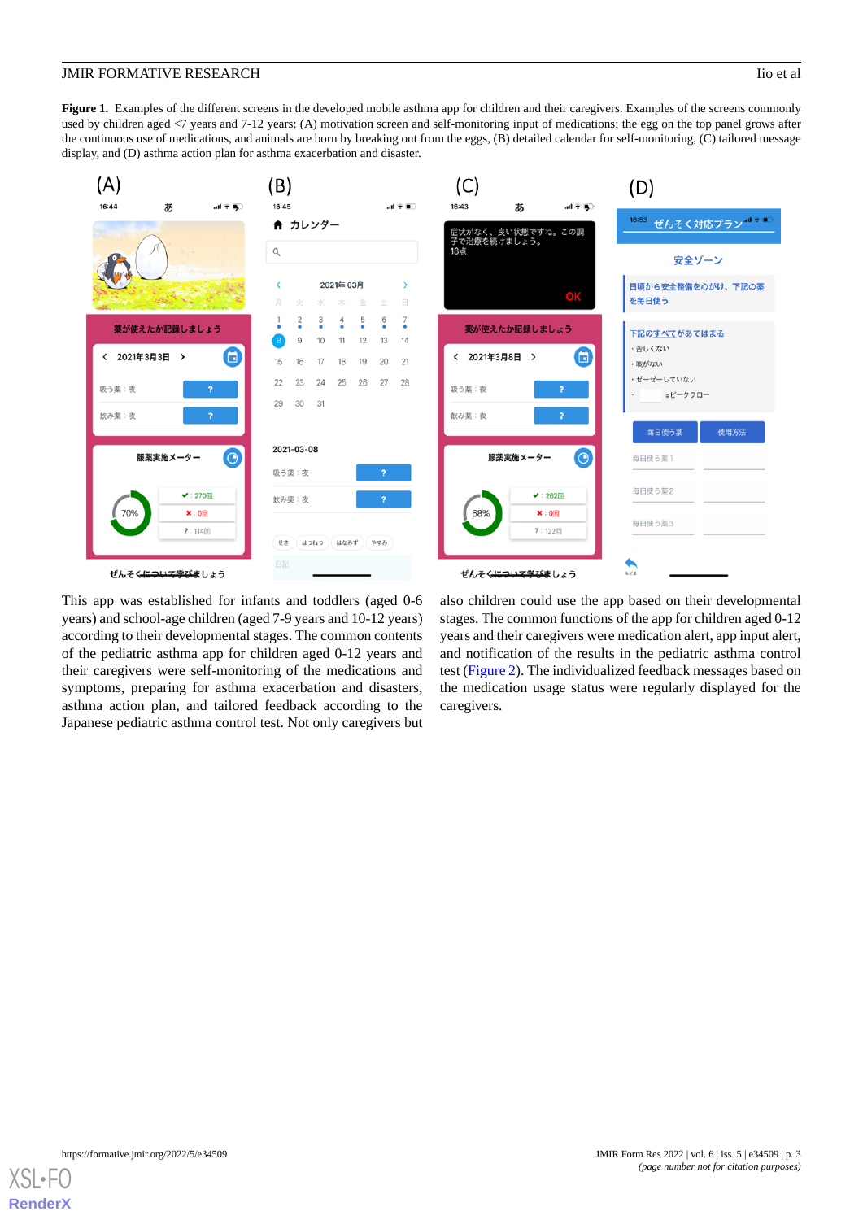**Figure 1.** Examples of the different screens in the developed mobile asthma app for children and their caregivers. Examples of the screens commonly used by children aged <7 years and 7-12 years: (A) motivation screen and self-monitoring input of medications; the egg on the top panel grows after the continuous use of medications, and animals are born by breaking out from the eggs, (B) detailed calendar for self-monitoring, (C) tailored message display, and (D) asthma action plan for asthma exacerbation and disaster.

This app was established for infants and toddlers (aged 0-6 years) and school-age children (aged 7-9 years and 10-12 years) according to their developmental stages. The common contents of the pediatric asthma app for children aged 0-12 years and their caregivers were self-monitoring of the medications and symptoms, preparing for asthma exacerbation and disasters, asthma action plan, and tailored feedback according to the Japanese pediatric asthma control test. Not only caregivers but also children could use the app based on their developmental stages. The common functions of the app for children aged 0-12 years and their caregivers were medication alert, app input alert, and notification of the results in the pediatric asthma control test (Figure 2). The individualized feedback messages based on the medication usage status were regularly displayed for the caregivers.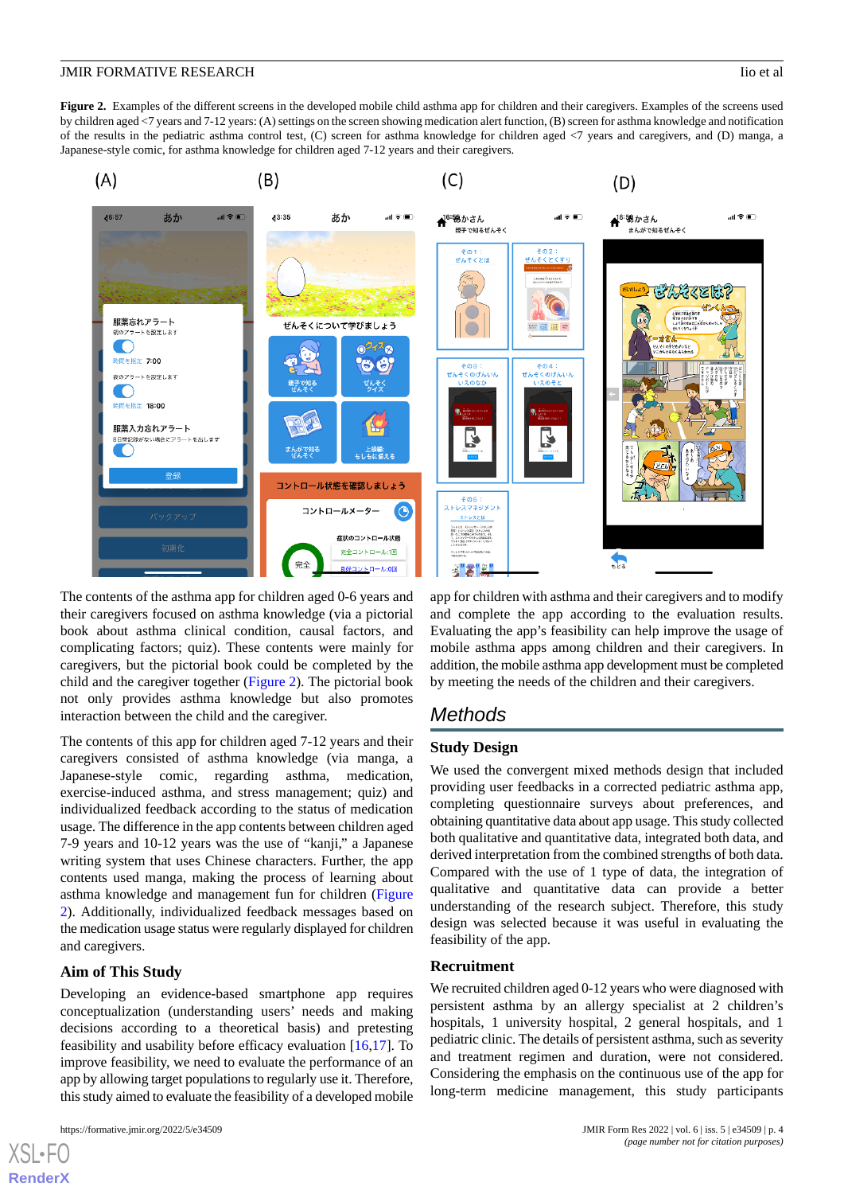**Figure 2.** Examples of the different screens in the developed mobile child asthma app for children and their caregivers. Examples of the screens used by children aged <7 years and 7-12 years: (A) settings on the screen showing medication alert function, (B) screen for asthma knowledge and notification of the results in the pediatric asthma control test, (C) screen for asthma knowledge for children aged <7 years and caregivers, and (D) manga, a Japanese-style comic, for asthma knowledge for children aged 7-12 years and their caregivers.

The contents of the asthma app for children aged 0-6 years and their caregivers focused on asthma knowledge (via a pictorial book about asthma clinical condition, causal factors, and complicating factors; quiz). These contents were mainly for caregivers, but the pictorial book could be completed by the child and the caregiver together (Figure 2). The pictorial book not only provides asthma knowledge but also promotes interaction between the child and the caregiver.

The contents of this app for children aged 7-12 years and their caregivers consisted of asthma knowledge (via manga, a Japanese-style comic, regarding asthma, medication, exercise-induced asthma, and stress management; quiz) and individualized feedback according to the status of medication usage. The difference in the app contents between children aged 7-9 years and 10-12 years was the use of "kanji," a Japanese writing system that uses Chinese characters. Further, the app contents used manga, making the process of learning about asthma knowledge and management fun for children (Figure 2). Additionally, individualized feedback messages based on the medication usage status were regularly displayed for children and caregivers.

### Aim of This Study

Developing an evidence-based smartphone app requires conceptualization (understanding users' needs and making decisions according to a theoretical basis) and pretesting feasibility and usability before efficacy evaluation [16,17]. To improve feasibility, we need to evaluate the performance of an app by allowing target populations to regularly use it. Therefore, this study aimed to evaluate the feasibility of a developed mobile app for children with asthma and their caregivers and to modify and complete the app according to the evaluation results. Evaluating the app's feasibility can help improve the usage of mobile asthma apps among children and their caregivers. In addition, the mobile asthma app development must be completed by meeting the needs of the children and their caregivers.

## Methods

### Study Design

We used the convergent mixed methods design that included providing user feedbacks in a corrected pediatric asthma app, completing questionnaire surveys about preferences, and obtaining quantitative data about app usage. This study collected both qualitative and quantitative data, integrated both data, and derived interpretation from the combined strengths of both data. Compared with the use of 1 type of data, the integration of qualitative and quantitative data can provide a better understanding of the research subject. Therefore, this study design was selected because it was useful in evaluating the feasibility of the app.

### Recruitment

We recruited children aged 0-12 years who were diagnosed with persistent asthma by an allergy specialist at 2 children's hospitals, 1 university hospital, 2 general hospitals, and 1 pediatric clinic. The details of persistent asthma, such as severity and treatment regimen and duration, were not considered. Considering the emphasis on the continuous use of the app for long-term medicine management, this study participants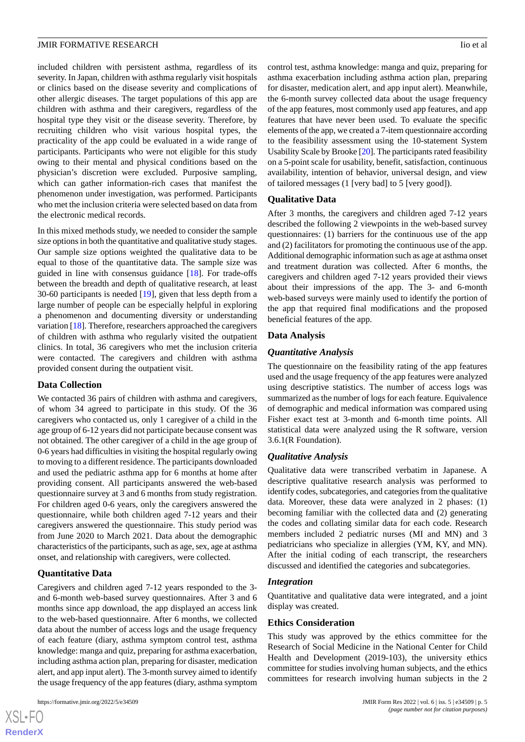included children with persistent asthma, regardless of its severity. In Japan, children with asthma regularly visit hospitals or clinics based on the disease severity and complications of other allergic diseases. The target populations of this app are children with asthma and their caregivers, regardless of the hospital type they visit or the disease severity. Therefore, by recruiting children who visit various hospital types, the practicality of the app could be evaluated in a wide range of participants. Participants who were not eligible for this study owing to their mental and physical conditions based on the physician's discretion were excluded. Purposive sampling, which can gather information-rich cases that manifest the phenomenon under investigation, was performed. Participants who met the inclusion criteria were selected based on data from the electronic medical records.

In this mixed methods study, we needed to consider the sample size options in both the quantitative and qualitative study stages. Our sample size options weighted the qualitative data to be equal to those of the quantitative data. The sample size was guided in line with consensus guidance [18]. For trade-offs between the breadth and depth of qualitative research, at least 30-60 participants is needed [19], given that less depth from a large number of people can be especially helpful in exploring a phenomenon and documenting diversity or understanding variation [18]. Therefore, researchers approached the caregivers of children with asthma who regularly visited the outpatient clinics. In total, 36 caregivers who met the inclusion criteria were contacted. The caregivers and children with asthma provided consent during the outpatient visit.

### Data Collection

We contacted 36 pairs of children with asthma and caregivers, of whom 34 agreed to participate in this study. Of the 36 caregivers who contacted us, only 1 caregiver of a child in the age group of 6-12 years did not participate because consent was not obtained. The other caregiver of a child in the age group of 0-6 years had difficulties in visiting the hospital regularly owing to moving to a different residence. The participants downloaded and used the pediatric asthma app for 6 months at home after providing consent. All participants answered the web-based questionnaire survey at 3 and 6 months from study registration. For children aged 0-6 years, only the caregivers answered the questionnaire, while both children aged 7-12 years and their caregivers answered the questionnaire. This study period was from June 2020 to March 2021. Data about the demographic characteristics of the participants, such as age, sex, age at asthma onset, and relationship with caregivers, were collected.

### Quantitative Data

Caregivers and children aged 7-12 years responded to the 3- and 6-month web-based survey questionnaires. After 3 and 6 months since app download, the app displayed an access link to the web-based questionnaire. After 6 months, we collected data about the number of access logs and the usage frequency of each feature (diary, asthma symptom control test, asthma knowledge: manga and quiz, preparing for asthma exacerbation, including asthma action plan, preparing for disaster, medication alert, and app input alert). The 3-month survey aimed to identify the usage frequency of the app features (diary, asthma symptom control test, asthma knowledge: manga and quiz, preparing for asthma exacerbation including asthma action plan, preparing for disaster, medication alert, and app input alert). Meanwhile, the 6-month survey collected data about the usage frequency of the app features, most commonly used app features, and app features that have never been used. To evaluate the specific elements of the app, we created a 7-item questionnaire according to the feasibility assessment using the 10-statement System Usability Scale by Brooke [20]. The participants rated feasibility on a 5-point scale for usability, benefit, satisfaction, continuous availability, intention of behavior, universal design, and view of tailored messages (1 [very bad] to 5 [very good]).

### Qualitative Data

After 3 months, the caregivers and children aged 7-12 years described the following 2 viewpoints in the web-based survey questionnaires: (1) barriers for the continuous use of the app and (2) facilitators for promoting the continuous use of the app. Additional demographic information such as age at asthma onset and treatment duration was collected. After 6 months, the caregivers and children aged 7-12 years provided their views about their impressions of the app. The 3- and 6-month web-based surveys were mainly used to identify the portion of the app that required final modifications and the proposed beneficial features of the app.

### Data Analysis

#### *Quantitative Analysis*

The questionnaire on the feasibility rating of the app features used and the usage frequency of the app features were analyzed using descriptive statistics. The number of access logs was summarized as the number of logs for each feature. Equivalence of demographic and medical information was compared using Fisher exact test at 3-month and 6-month time points. All statistical data were analyzed using the R software, version 3.6.1(R Foundation).

#### *Qualitative Analysis*

Qualitative data were transcribed verbatim in Japanese. A descriptive qualitative research analysis was performed to identify codes, subcategories, and categories from the qualitative data. Moreover, these data were analyzed in 2 phases: (1) becoming familiar with the collected data and (2) generating the codes and collating similar data for each code. Research members included 2 pediatric nurses (MI and MN) and 3 pediatricians who specialize in allergies (YM, KY, and MN). After the initial coding of each transcript, the researchers discussed and identified the categories and subcategories.

#### *Integration*

Quantitative and qualitative data were integrated, and a joint display was created.

### Ethics Consideration

This study was approved by the ethics committee for the Research of Social Medicine in the National Center for Child Health and Development (2019-103), the university ethics committee for studies involving human subjects, and the ethics committees for research involving human subjects in the 2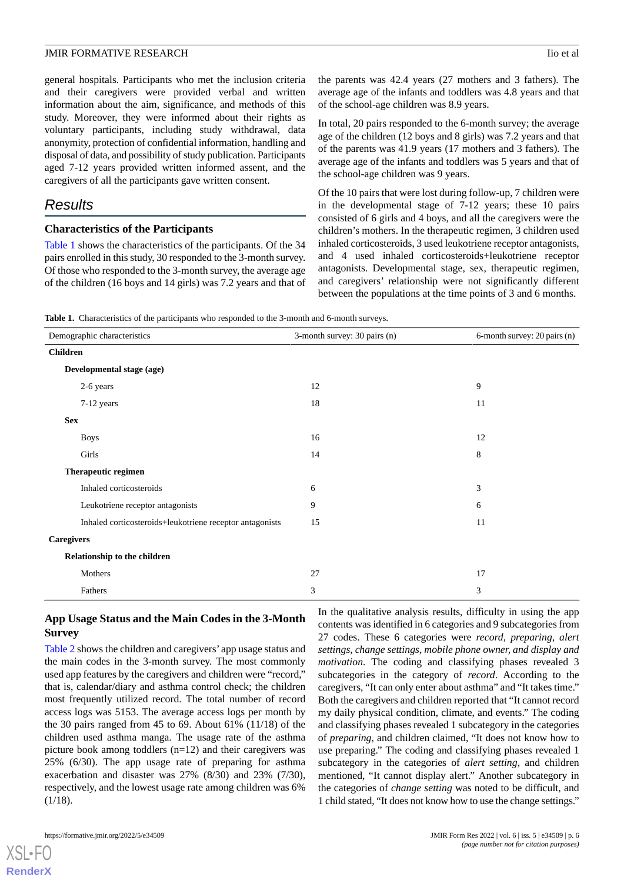general hospitals. Participants who met the inclusion criteria and their caregivers were provided verbal and written information about the aim, significance, and methods of this study. Moreover, they were informed about their rights as voluntary participants, including study withdrawal, data anonymity, protection of confidential information, handling and disposal of data, and possibility of study publication. Participants aged 7-12 years provided written informed assent, and the caregivers of all the participants gave written consent.

## Results

### Characteristics of the Participants

Table 1 shows the characteristics of the participants. Of the 34 pairs enrolled in this study, 30 responded to the 3-month survey. Of those who responded to the 3-month survey, the average age of the children (16 boys and 14 girls) was 7.2 years and that of the parents was 42.4 years (27 mothers and 3 fathers). The average age of the infants and toddlers was 4.8 years and that of the school-age children was 8.9 years.

In total, 20 pairs responded to the 6-month survey; the average age of the children (12 boys and 8 girls) was 7.2 years and that of the parents was 41.9 years (17 mothers and 3 fathers). The average age of the infants and toddlers was 5 years and that of the school-age children was 9 years.

Of the 10 pairs that were lost during follow-up, 7 children were in the developmental stage of 7-12 years; these 10 pairs consisted of 6 girls and 4 boys, and all the caregivers were the children's mothers. In the therapeutic regimen, 3 children used inhaled corticosteroids, 3 used leukotriene receptor antagonists, and 4 used inhaled corticosteroids+leukotriene receptor antagonists. Developmental stage, sex, therapeutic regimen, and caregivers' relationship were not significantly different between the populations at the time points of 3 and 6 months.

**Table 1.** Characteristics of the participants who responded to the 3-month and 6-month surveys.

| Demographic characteristics | 3-month survey: 30 pairs (n) | 6-month survey: 20 pairs (n) |
|---|---|---|
| **Children** | | |
| **Developmental stage (age)** | | |
| 2-6 years | 12 | 9 |
| 7-12 years | 18 | 11 |
| **Sex** | | |
| Boys | 16 | 12 |
| Girls | 14 | 8 |
| **Therapeutic regimen** | | |
| Inhaled corticosteroids | 6 | 3 |
| Leukotriene receptor antagonists | 9 | 6 |
| Inhaled corticosteroids+leukotriene receptor antagonists | 15 | 11 |
| **Caregivers** | | |
| **Relationship to the children** | | |
| Mothers | 27 | 17 |
| Fathers | 3 | 3 |

### App Usage Status and the Main Codes in the 3-Month Survey

Table 2 shows the children and caregivers' app usage status and the main codes in the 3-month survey. The most commonly used app features by the caregivers and children were "record," that is, calendar/diary and asthma control check; the children most frequently utilized record. The total number of record access logs was 5153. The average access logs per month by the 30 pairs ranged from 45 to 69. About 61% (11/18) of the children used asthma manga. The usage rate of the asthma picture book among toddlers (n=12) and their caregivers was 25% (6/30). The app usage rate of preparing for asthma exacerbation and disaster was 27% (8/30) and 23% (7/30), respectively, and the lowest usage rate among children was 6% (1/18).

In the qualitative analysis results, difficulty in using the app contents was identified in 6 categories and 9 subcategories from 27 codes. These 6 categories were *record, preparing, alert settings, change settings, mobile phone owner, and display and motivation.* The coding and classifying phases revealed 3 subcategories in the category of *record*. According to the caregivers, "It can only enter about asthma" and "It takes time." Both the caregivers and children reported that "It cannot record my daily physical condition, climate, and events." The coding and classifying phases revealed 1 subcategory in the categories of *preparing*, and children claimed, "It does not know how to use preparing." The coding and classifying phases revealed 1 subcategory in the categories of *alert setting*, and children mentioned, "It cannot display alert." Another subcategory in the categories of *change setting* was noted to be difficult, and 1 child stated, "It does not know how to use the change settings."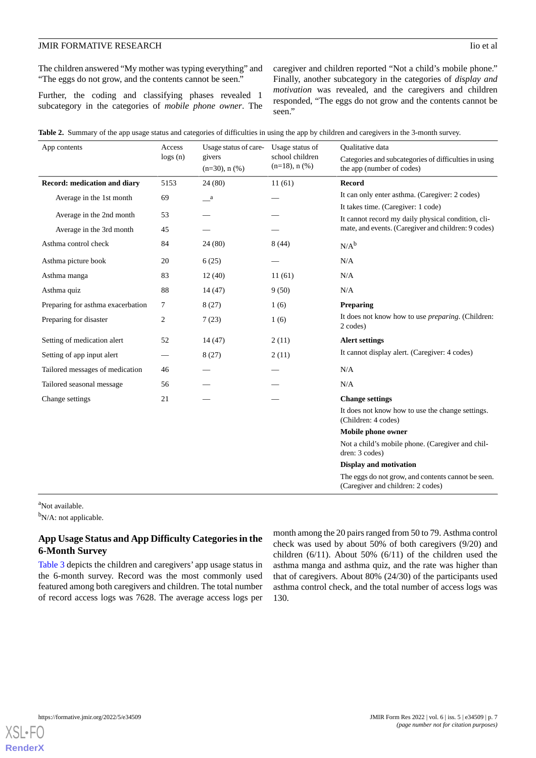The children answered “My mother was typing everything” and “The eggs do not grow, and the contents cannot be seen.”

Further, the coding and classifying phases revealed 1 subcategory in the categories of *mobile phone owner*. The caregiver and children reported “Not a child’s mobile phone.” Finally, another subcategory in the categories of *display and motivation* was revealed, and the caregivers and children responded, “The eggs do not grow and the contents cannot be seen.”

**Table 2.** Summary of the app usage status and categories of difficulties in using the app by children and caregivers in the 3-month survey.

| App contents | Access logs (n) | Usage status of caregivers (n=30), n (%) | Usage status of school children (n=18), n (%) | Qualitative data: Categories and subcategories of difficulties in using the app (number of codes) |
|---|---|---|---|---|
| **Record: medication and diary** | 5153 | 24 (80) | 11 (61) | **Record** |
| Average in the 1st month | 69 | —[a] | — | It can only enter asthma. (Caregiver: 2 codes); It takes time. (Caregiver: 1 code) |
| Average in the 2nd month | 53 | — | — | It cannot record my daily physical condition, climate, and events. (Caregiver and children: 9 codes) |
| Average in the 3rd month | 45 | — | — | |
| Asthma control check | 84 | 24 (80) | 8 (44) | N/A[b] |
| Asthma picture book | 20 | 6 (25) | — | N/A |
| Asthma manga | 83 | 12 (40) | 11 (61) | N/A |
| Asthma quiz | 88 | 14 (47) | 9 (50) | N/A |
| Preparing for asthma exacerbation | 7 | 8 (27) | 1 (6) | **Preparing** |
| Preparing for disaster | 2 | 7 (23) | 1 (6) | It does not know how to use *preparing*. (Children: 2 codes) |
| Setting of medication alert | 52 | 14 (47) | 2 (11) | **Alert settings** |
| Setting of app input alert | — | 8 (27) | 2 (11) | It cannot display alert. (Caregiver: 4 codes) |
| Tailored messages of medication | 46 | — | — | N/A |
| Tailored seasonal message | 56 | — | — | N/A |
| Change settings | 21 | — | — | **Change settings** |
| | | | | It does not know how to use the change settings. (Children: 4 codes) |
| | | | | **Mobile phone owner** |
| | | | | Not a child’s mobile phone. (Caregiver and children: 3 codes) |
| | | | | **Display and motivation** |
| | | | | The eggs do not grow, and contents cannot be seen. (Caregiver and children: 2 codes) |

[a]Not available.

[b]N/A: not applicable.

## App Usage Status and App Difficulty Categories in the 6-Month Survey

Table 3 depicts the children and caregivers’ app usage status in the 6-month survey. Record was the most commonly used featured among both caregivers and children. The total number of record access logs was 7628. The average access logs per month among the 20 pairs ranged from 50 to 79. Asthma control check was used by about 50% of both caregivers (9/20) and children (6/11). About 50% (6/11) of the children used the asthma manga and asthma quiz, and the rate was higher than that of caregivers. About 80% (24/30) of the participants used asthma control check, and the total number of access logs was 130.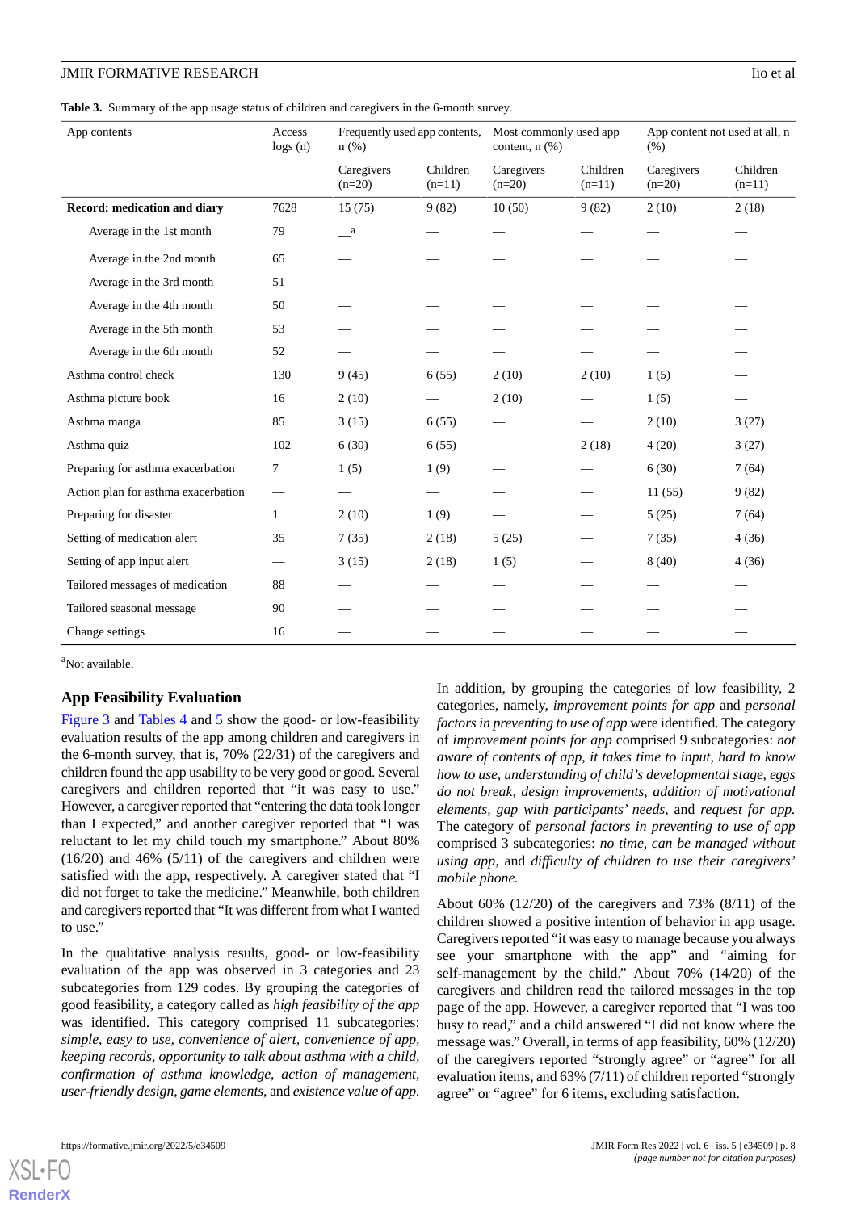**Table 3.** Summary of the app usage status of children and caregivers in the 6-month survey.

| App contents | Access logs (n) | Frequently used app contents, n (%) | | Most commonly used app content, n (%) | | App content not used at all, n (%) | |
|---|---|---|---|---|---|---|---|
| | | Caregivers (n=20) | Children (n=11) | Caregivers (n=20) | Children (n=11) | Caregivers (n=20) | Children (n=11) |
| **Record: medication and diary** | 7628 | 15 (75) | 9 (82) | 10 (50) | 9 (82) | 2 (10) | 2 (18) |
| Average in the 1st month | 79 | —[a] | — | — | — | — | — |
| Average in the 2nd month | 65 | — | — | — | — | — | — |
| Average in the 3rd month | 51 | — | — | — | — | — | — |
| Average in the 4th month | 50 | — | — | — | — | — | — |
| Average in the 5th month | 53 | — | — | — | — | — | — |
| Average in the 6th month | 52 | — | — | — | — | — | — |
| Asthma control check | 130 | 9 (45) | 6 (55) | 2 (10) | 2 (10) | 1 (5) | — |
| Asthma picture book | 16 | 2 (10) | — | 2 (10) | — | 1 (5) | — |
| Asthma manga | 85 | 3 (15) | 6 (55) | — | — | 2 (10) | 3 (27) |
| Asthma quiz | 102 | 6 (30) | 6 (55) | — | 2 (18) | 4 (20) | 3 (27) |
| Preparing for asthma exacerbation | 7 | 1 (5) | 1 (9) | — | — | 6 (30) | 7 (64) |
| Action plan for asthma exacerbation | — | — | — | — | — | 11 (55) | 9 (82) |
| Preparing for disaster | 1 | 2 (10) | 1 (9) | — | — | 5 (25) | 7 (64) |
| Setting of medication alert | 35 | 7 (35) | 2 (18) | 5 (25) | — | 7 (35) | 4 (36) |
| Setting of app input alert | — | 3 (15) | 2 (18) | 1 (5) | — | 8 (40) | 4 (36) |
| Tailored messages of medication | 88 | — | — | — | — | — | — |
| Tailored seasonal message | 90 | — | — | — | — | — | — |
| Change settings | 16 | — | — | — | — | — | — |

[a]Not available.

## App Feasibility Evaluation

Figure 3 and Tables 4 and 5 show the good- or low-feasibility evaluation results of the app among children and caregivers in the 6-month survey, that is, 70% (22/31) of the caregivers and children found the app usability to be very good or good. Several caregivers and children reported that "it was easy to use." However, a caregiver reported that "entering the data took longer than I expected," and another caregiver reported that "I was reluctant to let my child touch my smartphone." About 80% (16/20) and 46% (5/11) of the caregivers and children were satisfied with the app, respectively. A caregiver stated that "I did not forget to take the medicine." Meanwhile, both children and caregivers reported that "It was different from what I wanted to use."

In the qualitative analysis results, good- or low-feasibility evaluation of the app was observed in 3 categories and 23 subcategories from 129 codes. By grouping the categories of good feasibility, a category called as *high feasibility of the app* was identified. This category comprised 11 subcategories: *simple, easy to use, convenience of alert, convenience of app, keeping records, opportunity to talk about asthma with a child, confirmation of asthma knowledge, action of management, user-friendly design, game elements,* and *existence value of app.*

In addition, by grouping the categories of low feasibility, 2 categories, namely, *improvement points for app* and *personal factors in preventing to use of app* were identified. The category of *improvement points for app* comprised 9 subcategories: *not aware of contents of app, it takes time to input, hard to know how to use, understanding of child's developmental stage, eggs do not break, design improvements, addition of motivational elements, gap with participants' needs,* and *request for app.* The category of *personal factors in preventing to use of app* comprised 3 subcategories: *no time, can be managed without using app,* and *difficulty of children to use their caregivers' mobile phone.*

About 60% (12/20) of the caregivers and 73% (8/11) of the children showed a positive intention of behavior in app usage. Caregivers reported "it was easy to manage because you always see your smartphone with the app" and "aiming for self-management by the child." About 70% (14/20) of the caregivers and children read the tailored messages in the top page of the app. However, a caregiver reported that "I was too busy to read," and a child answered "I did not know where the message was." Overall, in terms of app feasibility, 60% (12/20) of the caregivers reported "strongly agree" or "agree" for all evaluation items, and 63% (7/11) of children reported "strongly agree" or "agree" for 6 items, excluding satisfaction.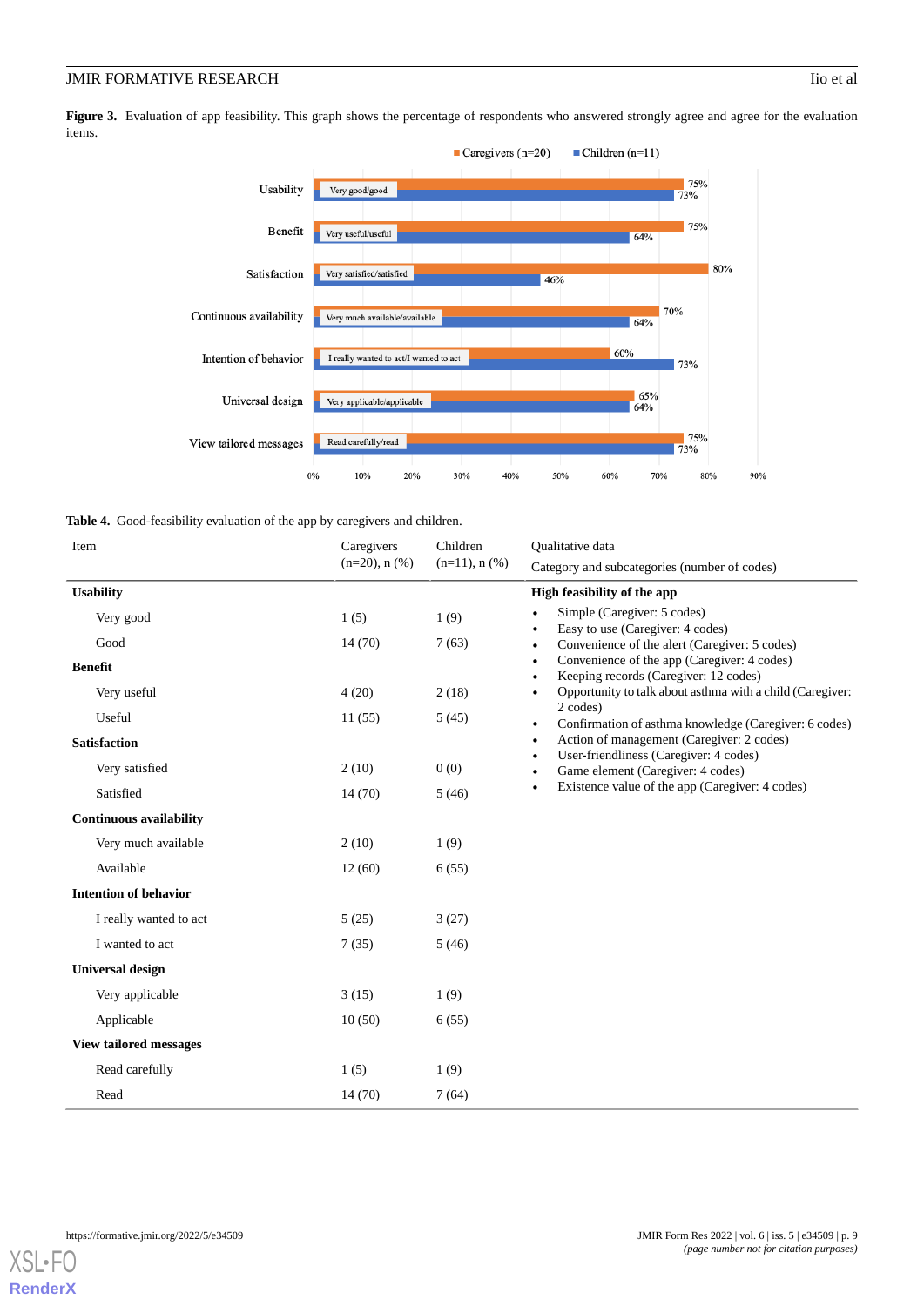**Figure 3.** Evaluation of app feasibility. This graph shows the percentage of respondents who answered strongly agree and agree for the evaluation items.

**Table 4.** Good-feasibility evaluation of the app by caregivers and children.

| Item | Caregivers (n=20), n (%) | Children (n=11), n (%) | Qualitative data<br>Category and subcategories (number of codes) |
|---|---|---|---|
| **Usability** | | | **High feasibility of the app**<br>• Simple (Caregiver: 5 codes)<br>• Easy to use (Caregiver: 4 codes)<br>• Convenience of the alert (Caregiver: 5 codes)<br>• Convenience of the app (Caregiver: 4 codes)<br>• Keeping records (Caregiver: 12 codes)<br>• Opportunity to talk about asthma with a child (Caregiver: 2 codes)<br>• Confirmation of asthma knowledge (Caregiver: 6 codes)<br>• Action of management (Caregiver: 2 codes)<br>• User-friendliness (Caregiver: 4 codes)<br>• Game element (Caregiver: 4 codes)<br>• Existence value of the app (Caregiver: 4 codes) |
| Very good | 1 (5) | 1 (9) | |
| Good | 14 (70) | 7 (63) | |
| **Benefit** | | | |
| Very useful | 4 (20) | 2 (18) | |
| Useful | 11 (55) | 5 (45) | |
| **Satisfaction** | | | |
| Very satisfied | 2 (10) | 0 (0) | |
| Satisfied | 14 (70) | 5 (46) | |
| **Continuous availability** | | | |
| Very much available | 2 (10) | 1 (9) | |
| Available | 12 (60) | 6 (55) | |
| **Intention of behavior** | | | |
| I really wanted to act | 5 (25) | 3 (27) | |
| I wanted to act | 7 (35) | 5 (46) | |
| **Universal design** | | | |
| Very applicable | 3 (15) | 1 (9) | |
| Applicable | 10 (50) | 6 (55) | |
| **View tailored messages** | | | |
| Read carefully | 1 (5) | 1 (9) | |
| Read | 14 (70) | 7 (64) | |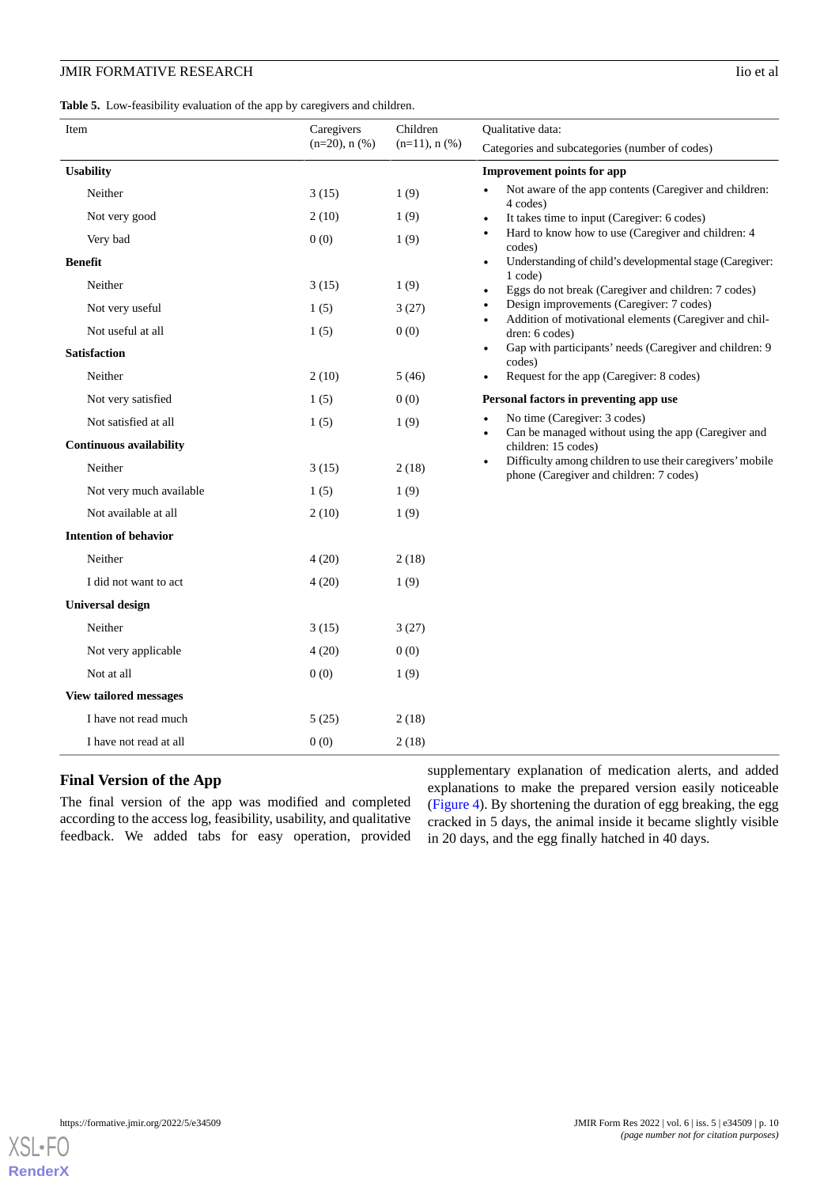**Table 5.** Low-feasibility evaluation of the app by caregivers and children.

| Item | Caregivers (n=20), n (%) | Children (n=11), n (%) |
|---|---|---|
| **Usability** | | |
| Neither | 3 (15) | 1 (9) |
| Not very good | 2 (10) | 1 (9) |
| Very bad | 0 (0) | 1 (9) |
| **Benefit** | | |
| Neither | 3 (15) | 1 (9) |
| Not very useful | 1 (5) | 3 (27) |
| Not useful at all | 1 (5) | 0 (0) |
| **Satisfaction** | | |
| Neither | 2 (10) | 5 (46) |
| Not very satisfied | 1 (5) | 0 (0) |
| Not satisfied at all | 1 (5) | 1 (9) |
| **Continuous availability** | | |
| Neither | 3 (15) | 2 (18) |
| Not very much available | 1 (5) | 1 (9) |
| Not available at all | 2 (10) | 1 (9) |
| **Intention of behavior** | | |
| Neither | 4 (20) | 2 (18) |
| I did not want to act | 4 (20) | 1 (9) |
| **Universal design** | | |
| Neither | 3 (15) | 3 (27) |
| Not very applicable | 4 (20) | 0 (0) |
| Not at all | 0 (0) | 1 (9) |
| **View tailored messages** | | |
| I have not read much | 5 (25) | 2 (18) |
| I have not read at all | 0 (0) | 2 (18) |

Qualitative data: Categories and subcategories (number of codes)

**Improvement points for app**

- Not aware of the app contents (Caregiver and children: 4 codes)
- It takes time to input (Caregiver: 6 codes)
- Hard to know how to use (Caregiver and children: 4 codes)
- Understanding of child's developmental stage (Caregiver: 1 code)
- Eggs do not break (Caregiver and children: 7 codes)
- Design improvements (Caregiver: 7 codes)
- Addition of motivational elements (Caregiver and children: 6 codes)
- Gap with participants' needs (Caregiver and children: 9 codes)
- Request for the app (Caregiver: 8 codes)

**Personal factors in preventing app use**

- No time (Caregiver: 3 codes)
- Can be managed without using the app (Caregiver and children: 15 codes)
- Difficulty among children to use their caregivers' mobile phone (Caregiver and children: 7 codes)

## Final Version of the App

The final version of the app was modified and completed according to the access log, feasibility, usability, and qualitative feedback. We added tabs for easy operation, provided supplementary explanation of medication alerts, and added explanations to make the prepared version easily noticeable (Figure 4). By shortening the duration of egg breaking, the egg cracked in 5 days, the animal inside it became slightly visible in 20 days, and the egg finally hatched in 40 days.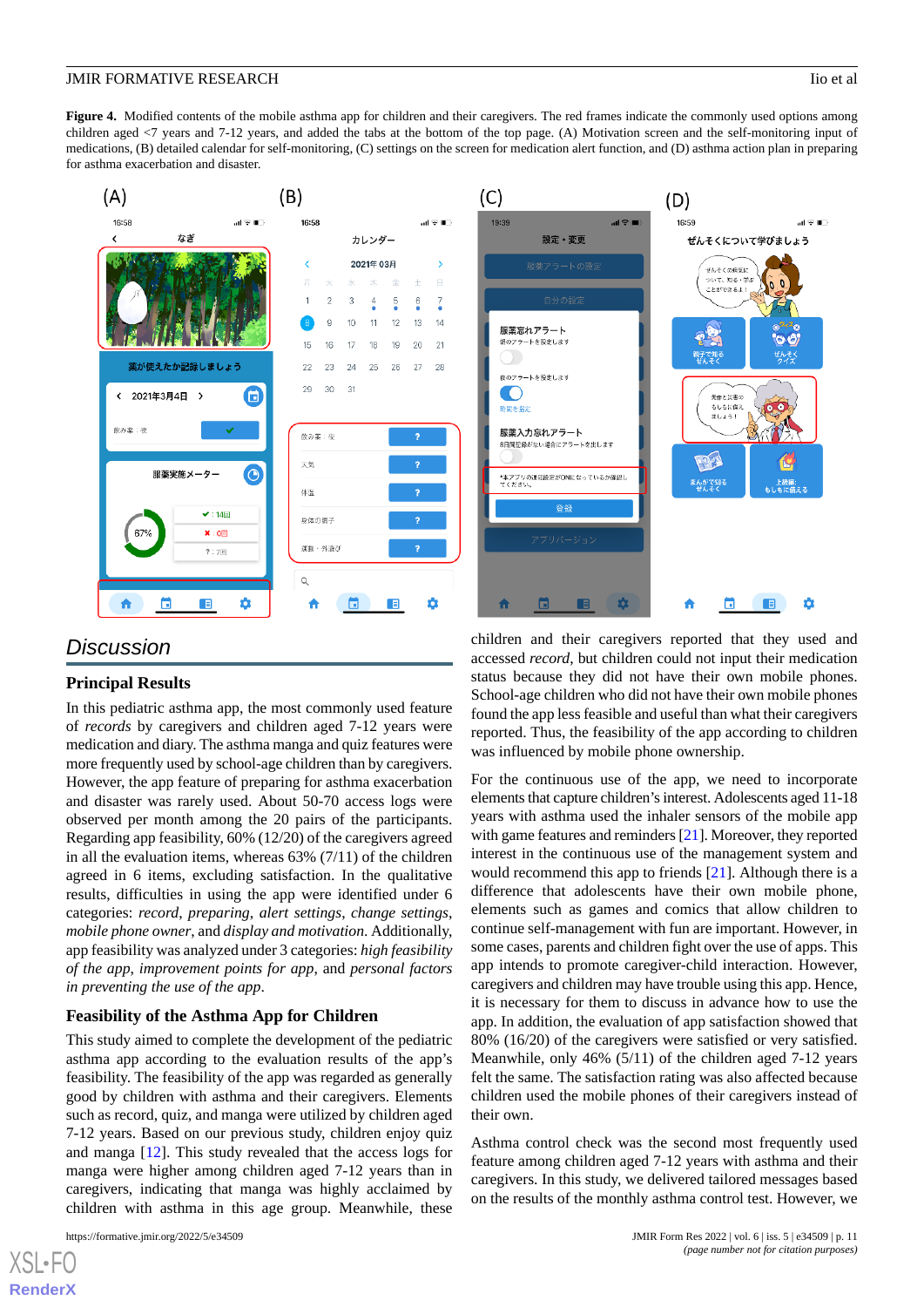**Figure 4.** Modified contents of the mobile asthma app for children and their caregivers. The red frames indicate the commonly used options among children aged <7 years and 7-12 years, and added the tabs at the bottom of the top page. (A) Motivation screen and the self-monitoring input of medications, (B) detailed calendar for self-monitoring, (C) settings on the screen for medication alert function, and (D) asthma action plan in preparing for asthma exacerbation and disaster.

## Discussion

### Principal Results

In this pediatric asthma app, the most commonly used feature of *records* by caregivers and children aged 7-12 years were medication and diary. The asthma manga and quiz features were more frequently used by school-age children than by caregivers. However, the app feature of preparing for asthma exacerbation and disaster was rarely used. About 50-70 access logs were observed per month among the 20 pairs of the participants. Regarding app feasibility, 60% (12/20) of the caregivers agreed in all the evaluation items, whereas 63% (7/11) of the children agreed in 6 items, excluding satisfaction. In the qualitative results, difficulties in using the app were identified under 6 categories: *record*, *preparing*, *alert settings*, *change settings*, *mobile phone owner*, and *display and motivation*. Additionally, app feasibility was analyzed under 3 categories: *high feasibility of the app*, *improvement points for app*, and *personal factors in preventing the use of the app*.

### Feasibility of the Asthma App for Children

This study aimed to complete the development of the pediatric asthma app according to the evaluation results of the app's feasibility. The feasibility of the app was regarded as generally good by children with asthma and their caregivers. Elements such as record, quiz, and manga were utilized by children aged 7-12 years. Based on our previous study, children enjoy quiz and manga [12]. This study revealed that the access logs for manga were higher among children aged 7-12 years than in caregivers, indicating that manga was highly acclaimed by children with asthma in this age group. Meanwhile, these children and their caregivers reported that they used and accessed *record*, but children could not input their medication status because they did not have their own mobile phones. School-age children who did not have their own mobile phones found the app less feasible and useful than what their caregivers reported. Thus, the feasibility of the app according to children was influenced by mobile phone ownership.

For the continuous use of the app, we need to incorporate elements that capture children's interest. Adolescents aged 11-18 years with asthma used the inhaler sensors of the mobile app with game features and reminders [21]. Moreover, they reported interest in the continuous use of the management system and would recommend this app to friends [21]. Although there is a difference that adolescents have their own mobile phone, elements such as games and comics that allow children to continue self-management with fun are important. However, in some cases, parents and children fight over the use of apps. This app intends to promote caregiver-child interaction. However, caregivers and children may have trouble using this app. Hence, it is necessary for them to discuss in advance how to use the app. In addition, the evaluation of app satisfaction showed that 80% (16/20) of the caregivers were satisfied or very satisfied. Meanwhile, only 46% (5/11) of the children aged 7-12 years felt the same. The satisfaction rating was also affected because children used the mobile phones of their caregivers instead of their own.

Asthma control check was the second most frequently used feature among children aged 7-12 years with asthma and their caregivers. In this study, we delivered tailored messages based on the results of the monthly asthma control test. However, we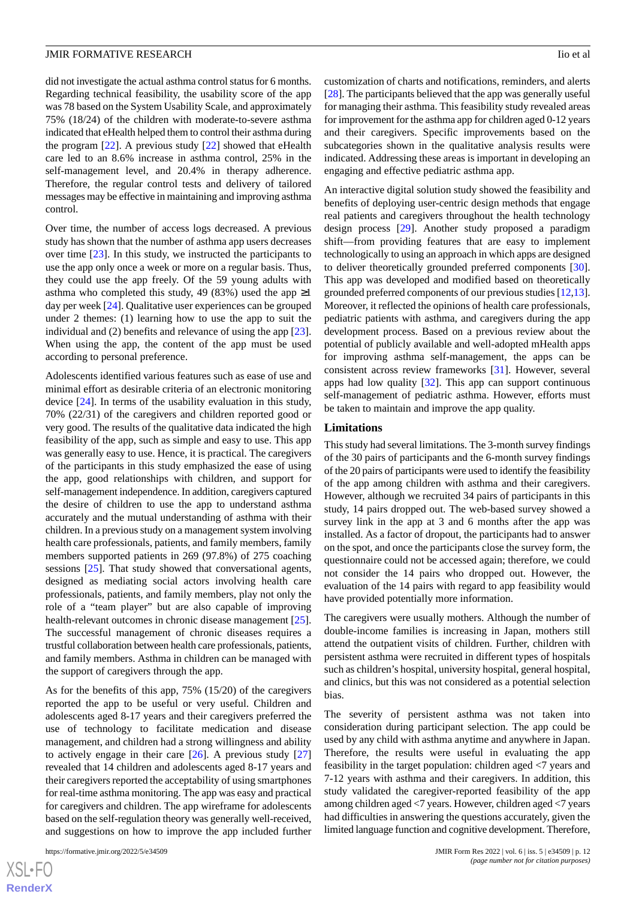did not investigate the actual asthma control status for 6 months. Regarding technical feasibility, the usability score of the app was 78 based on the System Usability Scale, and approximately 75% (18/24) of the children with moderate-to-severe asthma indicated that eHealth helped them to control their asthma during the program [22]. A previous study [22] showed that eHealth care led to an 8.6% increase in asthma control, 25% in the self-management level, and 20.4% in therapy adherence. Therefore, the regular control tests and delivery of tailored messages may be effective in maintaining and improving asthma control.

Over time, the number of access logs decreased. A previous study has shown that the number of asthma app users decreases over time [23]. In this study, we instructed the participants to use the app only once a week or more on a regular basis. Thus, they could use the app freely. Of the 59 young adults with asthma who completed this study, 49 (83%) used the app ≥1 day per week [24]. Qualitative user experiences can be grouped under 2 themes: (1) learning how to use the app to suit the individual and (2) benefits and relevance of using the app [23]. When using the app, the content of the app must be used according to personal preference.

Adolescents identified various features such as ease of use and minimal effort as desirable criteria of an electronic monitoring device [24]. In terms of the usability evaluation in this study, 70% (22/31) of the caregivers and children reported good or very good. The results of the qualitative data indicated the high feasibility of the app, such as simple and easy to use. This app was generally easy to use. Hence, it is practical. The caregivers of the participants in this study emphasized the ease of using the app, good relationships with children, and support for self-management independence. In addition, caregivers captured the desire of children to use the app to understand asthma accurately and the mutual understanding of asthma with their children. In a previous study on a management system involving health care professionals, patients, and family members, family members supported patients in 269 (97.8%) of 275 coaching sessions [25]. That study showed that conversational agents, designed as mediating social actors involving health care professionals, patients, and family members, play not only the role of a "team player" but are also capable of improving health-relevant outcomes in chronic disease management [25]. The successful management of chronic diseases requires a trustful collaboration between health care professionals, patients, and family members. Asthma in children can be managed with the support of caregivers through the app.

As for the benefits of this app, 75% (15/20) of the caregivers reported the app to be useful or very useful. Children and adolescents aged 8-17 years and their caregivers preferred the use of technology to facilitate medication and disease management, and children had a strong willingness and ability to actively engage in their care [26]. A previous study [27] revealed that 14 children and adolescents aged 8-17 years and their caregivers reported the acceptability of using smartphones for real-time asthma monitoring. The app was easy and practical for caregivers and children. The app wireframe for adolescents based on the self-regulation theory was generally well-received, and suggestions on how to improve the app included further customization of charts and notifications, reminders, and alerts [28]. The participants believed that the app was generally useful for managing their asthma. This feasibility study revealed areas for improvement for the asthma app for children aged 0-12 years and their caregivers. Specific improvements based on the subcategories shown in the qualitative analysis results were indicated. Addressing these areas is important in developing an engaging and effective pediatric asthma app.

An interactive digital solution study showed the feasibility and benefits of deploying user-centric design methods that engage real patients and caregivers throughout the health technology design process [29]. Another study proposed a paradigm shift—from providing features that are easy to implement technologically to using an approach in which apps are designed to deliver theoretically grounded preferred components [30]. This app was developed and modified based on theoretically grounded preferred components of our previous studies [12,13]. Moreover, it reflected the opinions of health care professionals, pediatric patients with asthma, and caregivers during the app development process. Based on a previous review about the potential of publicly available and well-adopted mHealth apps for improving asthma self-management, the apps can be consistent across review frameworks [31]. However, several apps had low quality [32]. This app can support continuous self-management of pediatric asthma. However, efforts must be taken to maintain and improve the app quality.

## Limitations

This study had several limitations. The 3-month survey findings of the 30 pairs of participants and the 6-month survey findings of the 20 pairs of participants were used to identify the feasibility of the app among children with asthma and their caregivers. However, although we recruited 34 pairs of participants in this study, 14 pairs dropped out. The web-based survey showed a survey link in the app at 3 and 6 months after the app was installed. As a factor of dropout, the participants had to answer on the spot, and once the participants close the survey form, the questionnaire could not be accessed again; therefore, we could not consider the 14 pairs who dropped out. However, the evaluation of the 14 pairs with regard to app feasibility would have provided potentially more information.

The caregivers were usually mothers. Although the number of double-income families is increasing in Japan, mothers still attend the outpatient visits of children. Further, children with persistent asthma were recruited in different types of hospitals such as children's hospital, university hospital, general hospital, and clinics, but this was not considered as a potential selection bias.

The severity of persistent asthma was not taken into consideration during participant selection. The app could be used by any child with asthma anytime and anywhere in Japan. Therefore, the results were useful in evaluating the app feasibility in the target population: children aged <7 years and 7-12 years with asthma and their caregivers. In addition, this study validated the caregiver-reported feasibility of the app among children aged <7 years. However, children aged <7 years had difficulties in answering the questions accurately, given the limited language function and cognitive development. Therefore,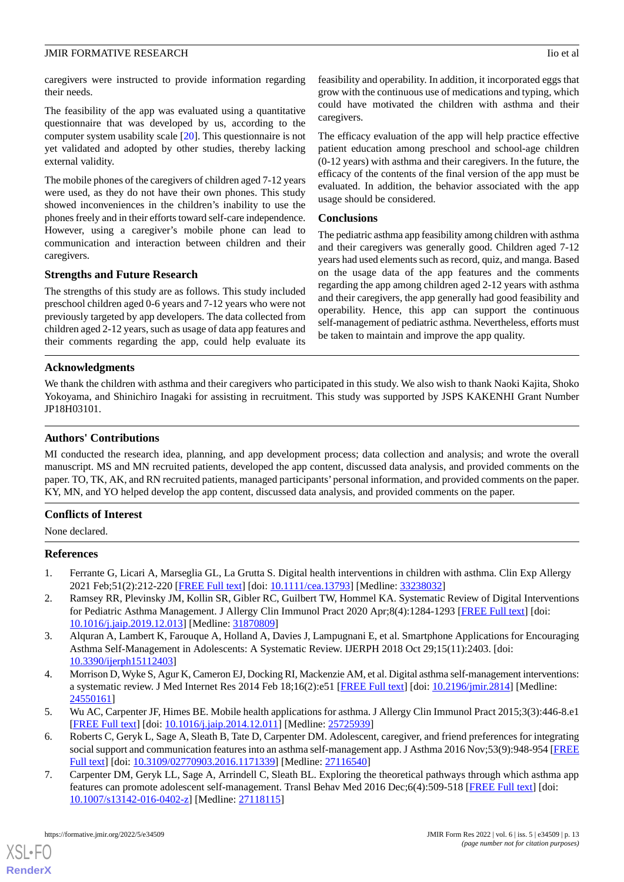caregivers were instructed to provide information regarding their needs.

The feasibility of the app was evaluated using a quantitative questionnaire that was developed by us, according to the computer system usability scale [20]. This questionnaire is not yet validated and adopted by other studies, thereby lacking external validity.

The mobile phones of the caregivers of children aged 7-12 years were used, as they do not have their own phones. This study showed inconveniences in the children's inability to use the phones freely and in their efforts toward self-care independence. However, using a caregiver's mobile phone can lead to communication and interaction between children and their caregivers.

### Strengths and Future Research

The strengths of this study are as follows. This study included preschool children aged 0-6 years and 7-12 years who were not previously targeted by app developers. The data collected from children aged 2-12 years, such as usage of data app features and their comments regarding the app, could help evaluate its feasibility and operability. In addition, it incorporated eggs that grow with the continuous use of medications and typing, which could have motivated the children with asthma and their caregivers.

The efficacy evaluation of the app will help practice effective patient education among preschool and school-age children (0-12 years) with asthma and their caregivers. In the future, the efficacy of the contents of the final version of the app must be evaluated. In addition, the behavior associated with the app usage should be considered.

### Conclusions

The pediatric asthma app feasibility among children with asthma and their caregivers was generally good. Children aged 7-12 years had used elements such as record, quiz, and manga. Based on the usage data of the app features and the comments regarding the app among children aged 2-12 years with asthma and their caregivers, the app generally had good feasibility and operability. Hence, this app can support the continuous self-management of pediatric asthma. Nevertheless, efforts must be taken to maintain and improve the app quality.

## Acknowledgments

We thank the children with asthma and their caregivers who participated in this study. We also wish to thank Naoki Kajita, Shoko Yokoyama, and Shinichiro Inagaki for assisting in recruitment. This study was supported by JSPS KAKENHI Grant Number JP18H03101.

## Authors' Contributions

MI conducted the research idea, planning, and app development process; data collection and analysis; and wrote the overall manuscript. MS and MN recruited patients, developed the app content, discussed data analysis, and provided comments on the paper. TO, TK, AK, and RN recruited patients, managed participants' personal information, and provided comments on the paper. KY, MN, and YO helped develop the app content, discussed data analysis, and provided comments on the paper.

## Conflicts of Interest

None declared.

## References

1. Ferrante G, Licari A, Marseglia GL, La Grutta S. Digital health interventions in children with asthma. Clin Exp Allergy 2021 Feb;51(2):212-220 [FREE Full text] [doi: 10.1111/cea.13793] [Medline: 33238032]
2. Ramsey RR, Plevinsky JM, Kollin SR, Gibler RC, Guilbert TW, Hommel KA. Systematic Review of Digital Interventions for Pediatric Asthma Management. J Allergy Clin Immunol Pract 2020 Apr;8(4):1284-1293 [FREE Full text] [doi: 10.1016/j.jaip.2019.12.013] [Medline: 31870809]
3. Alquran A, Lambert K, Farouque A, Holland A, Davies J, Lampugnani E, et al. Smartphone Applications for Encouraging Asthma Self-Management in Adolescents: A Systematic Review. IJERPH 2018 Oct 29;15(11):2403. [doi: 10.3390/ijerph15112403]
4. Morrison D, Wyke S, Agur K, Cameron EJ, Docking RI, Mackenzie AM, et al. Digital asthma self-management interventions: a systematic review. J Med Internet Res 2014 Feb 18;16(2):e51 [FREE Full text] [doi: 10.2196/jmir.2814] [Medline: 24550161]
5. Wu AC, Carpenter JF, Himes BE. Mobile health applications for asthma. J Allergy Clin Immunol Pract 2015;3(3):446-8.e1 [FREE Full text] [doi: 10.1016/j.jaip.2014.12.011] [Medline: 25725939]
6. Roberts C, Geryk L, Sage A, Sleath B, Tate D, Carpenter DM. Adolescent, caregiver, and friend preferences for integrating social support and communication features into an asthma self-management app. J Asthma 2016 Nov;53(9):948-954 [FREE Full text] [doi: 10.3109/02770903.2016.1171339] [Medline: 27116540]
7. Carpenter DM, Geryk LL, Sage A, Arrindell C, Sleath BL. Exploring the theoretical pathways through which asthma app features can promote adolescent self-management. Transl Behav Med 2016 Dec;6(4):509-518 [FREE Full text] [doi: 10.1007/s13142-016-0402-z] [Medline: 27118115]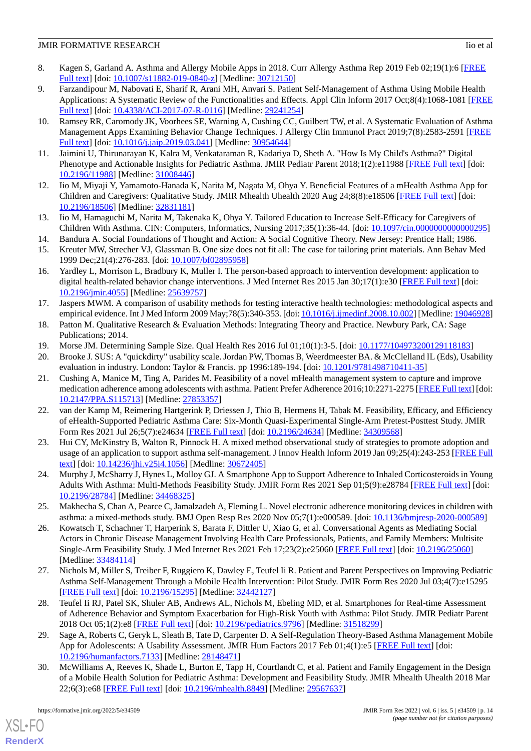8. Kagen S, Garland A. Asthma and Allergy Mobile Apps in 2018. Curr Allergy Asthma Rep 2019 Feb 02;19(1):6 [FREE Full text] [doi: 10.1007/s11882-019-0840-z] [Medline: 30712150]
9. Farzandipour M, Nabovati E, Sharif R, Arani MH, Anvari S. Patient Self-Management of Asthma Using Mobile Health Applications: A Systematic Review of the Functionalities and Effects. Appl Clin Inform 2017 Oct;8(4):1068-1081 [FREE Full text] [doi: 10.4338/ACI-2017-07-R-0116] [Medline: 29241254]
10. Ramsey RR, Caromody JK, Voorhees SE, Warning A, Cushing CC, Guilbert TW, et al. A Systematic Evaluation of Asthma Management Apps Examining Behavior Change Techniques. J Allergy Clin Immunol Pract 2019;7(8):2583-2591 [FREE Full text] [doi: 10.1016/j.jaip.2019.03.041] [Medline: 30954644]
11. Jaimini U, Thirunarayan K, Kalra M, Venkataraman R, Kadariya D, Sheth A. "How Is My Child's Asthma?" Digital Phenotype and Actionable Insights for Pediatric Asthma. JMIR Pediatr Parent 2018;1(2):e11988 [FREE Full text] [doi: 10.2196/11988] [Medline: 31008446]
12. Iio M, Miyaji Y, Yamamoto-Hanada K, Narita M, Nagata M, Ohya Y. Beneficial Features of a mHealth Asthma App for Children and Caregivers: Qualitative Study. JMIR Mhealth Uhealth 2020 Aug 24;8(8):e18506 [FREE Full text] [doi: 10.2196/18506] [Medline: 32831181]
13. Iio M, Hamaguchi M, Narita M, Takenaka K, Ohya Y. Tailored Education to Increase Self-Efficacy for Caregivers of Children With Asthma. CIN: Computers, Informatics, Nursing 2017;35(1):36-44. [doi: 10.1097/cin.0000000000000295]
14. Bandura A. Social Foundations of Thought and Action: A Social Cognitive Theory. New Jersey: Prentice Hall; 1986.
15. Kreuter MW, Strecher VJ, Glassman B. One size does not fit all: The case for tailoring print materials. Ann Behav Med 1999 Dec;21(4):276-283. [doi: 10.1007/bf02895958]
16. Yardley L, Morrison L, Bradbury K, Muller I. The person-based approach to intervention development: application to digital health-related behavior change interventions. J Med Internet Res 2015 Jan 30;17(1):e30 [FREE Full text] [doi: 10.2196/jmir.4055] [Medline: 25639757]
17. Jaspers MWM. A comparison of usability methods for testing interactive health technologies: methodological aspects and empirical evidence. Int J Med Inform 2009 May;78(5):340-353. [doi: 10.1016/j.ijmedinf.2008.10.002] [Medline: 19046928]
18. Patton M. Qualitative Research & Evaluation Methods: Integrating Theory and Practice. Newbury Park, CA: Sage Publications; 2014.
19. Morse JM. Determining Sample Size. Qual Health Res 2016 Jul 01;10(1):3-5. [doi: 10.1177/104973200129118183]
20. Brooke J. SUS: A "quickdirty" usability scale. Jordan PW, Thomas B, Weerdmeester BA. & McClelland IL (Eds), Usability evaluation in industry. London: Taylor & Francis. pp 1996:189-194. [doi: 10.1201/9781498710411-35]
21. Cushing A, Manice M, Ting A, Parides M. Feasibility of a novel mHealth management system to capture and improve medication adherence among adolescents with asthma. Patient Prefer Adherence 2016;10:2271-2275 [FREE Full text] [doi: 10.2147/PPA.S115713] [Medline: 27853357]
22. van der Kamp M, Reimering Hartgerink P, Driessen J, Thio B, Hermens H, Tabak M. Feasibility, Efficacy, and Efficiency of eHealth-Supported Pediatric Asthma Care: Six-Month Quasi-Experimental Single-Arm Pretest-Posttest Study. JMIR Form Res 2021 Jul 26;5(7):e24634 [FREE Full text] [doi: 10.2196/24634] [Medline: 34309568]
23. Hui CY, McKinstry B, Walton R, Pinnock H. A mixed method observational study of strategies to promote adoption and usage of an application to support asthma self-management. J Innov Health Inform 2019 Jan 09;25(4):243-253 [FREE Full text] [doi: 10.14236/jhi.v25i4.1056] [Medline: 30672405]
24. Murphy J, McSharry J, Hynes L, Molloy GJ. A Smartphone App to Support Adherence to Inhaled Corticosteroids in Young Adults With Asthma: Multi-Methods Feasibility Study. JMIR Form Res 2021 Sep 01;5(9):e28784 [FREE Full text] [doi: 10.2196/28784] [Medline: 34468325]
25. Makhecha S, Chan A, Pearce C, Jamalzadeh A, Fleming L. Novel electronic adherence monitoring devices in children with asthma: a mixed-methods study. BMJ Open Resp Res 2020 Nov 05;7(1):e000589. [doi: 10.1136/bmjresp-2020-000589]
26. Kowatsch T, Schachner T, Harperink S, Barata F, Dittler U, Xiao G, et al. Conversational Agents as Mediating Social Actors in Chronic Disease Management Involving Health Care Professionals, Patients, and Family Members: Multisite Single-Arm Feasibility Study. J Med Internet Res 2021 Feb 17;23(2):e25060 [FREE Full text] [doi: 10.2196/25060] [Medline: 33484114]
27. Nichols M, Miller S, Treiber F, Ruggiero K, Dawley E, Teufel Ii R. Patient and Parent Perspectives on Improving Pediatric Asthma Self-Management Through a Mobile Health Intervention: Pilot Study. JMIR Form Res 2020 Jul 03;4(7):e15295 [FREE Full text] [doi: 10.2196/15295] [Medline: 32442127]
28. Teufel Ii RJ, Patel SK, Shuler AB, Andrews AL, Nichols M, Ebeling MD, et al. Smartphones for Real-time Assessment of Adherence Behavior and Symptom Exacerbation for High-Risk Youth with Asthma: Pilot Study. JMIR Pediatr Parent 2018 Oct 05;1(2):e8 [FREE Full text] [doi: 10.2196/pediatrics.9796] [Medline: 31518299]
29. Sage A, Roberts C, Geryk L, Sleath B, Tate D, Carpenter D. A Self-Regulation Theory-Based Asthma Management Mobile App for Adolescents: A Usability Assessment. JMIR Hum Factors 2017 Feb 01;4(1):e5 [FREE Full text] [doi: 10.2196/humanfactors.7133] [Medline: 28148471]
30. McWilliams A, Reeves K, Shade L, Burton E, Tapp H, Courtlandt C, et al. Patient and Family Engagement in the Design of a Mobile Health Solution for Pediatric Asthma: Development and Feasibility Study. JMIR Mhealth Uhealth 2018 Mar 22;6(3):e68 [FREE Full text] [doi: 10.2196/mhealth.8849] [Medline: 29567637]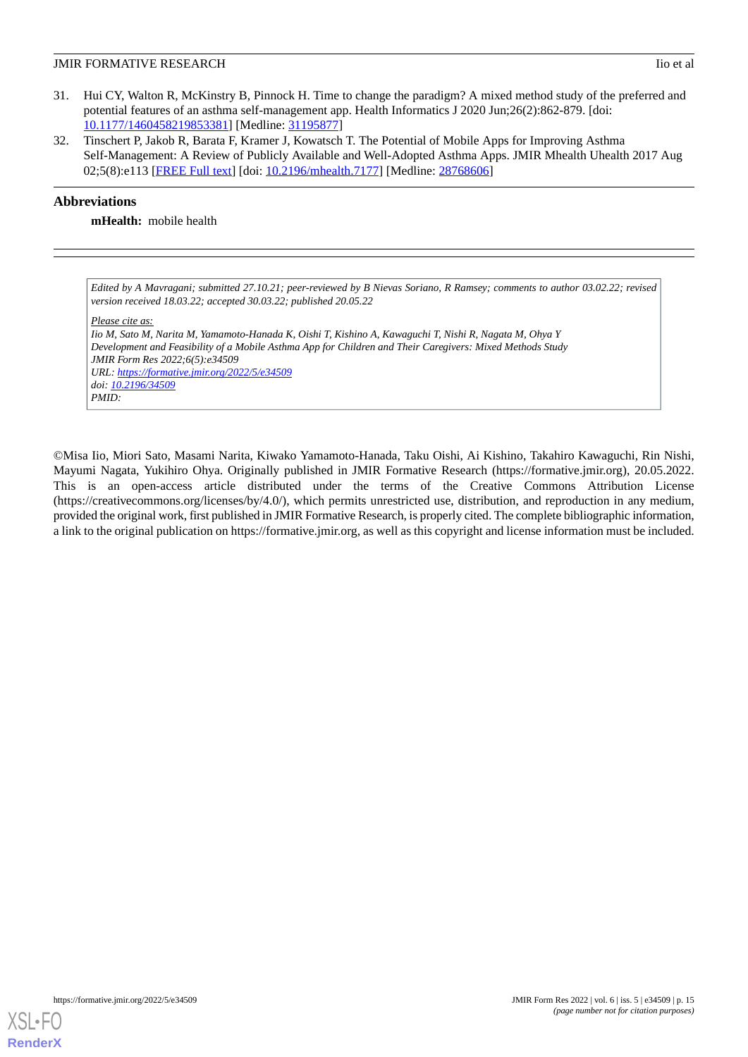31. Hui CY, Walton R, McKinstry B, Pinnock H. Time to change the paradigm? A mixed method study of the preferred and potential features of an asthma self-management app. Health Informatics J 2020 Jun;26(2):862-879. [doi: 10.1177/1460458219853381] [Medline: 31195877]
32. Tinschert P, Jakob R, Barata F, Kramer J, Kowatsch T. The Potential of Mobile Apps for Improving Asthma Self-Management: A Review of Publicly Available and Well-Adopted Asthma Apps. JMIR Mhealth Uhealth 2017 Aug 02;5(8):e113 [FREE Full text] [doi: 10.2196/mhealth.7177] [Medline: 28768606]

## Abbreviations

**mHealth:** mobile health

*Edited by A Mavragani; submitted 27.10.21; peer-reviewed by B Nievas Soriano, R Ramsey; comments to author 03.02.22; revised version received 18.03.22; accepted 30.03.22; published 20.05.22*

*Please cite as:*
*Iio M, Sato M, Narita M, Yamamoto-Hanada K, Oishi T, Kishino A, Kawaguchi T, Nishi R, Nagata M, Ohya Y*
*Development and Feasibility of a Mobile Asthma App for Children and Their Caregivers: Mixed Methods Study*
*JMIR Form Res 2022;6(5):e34509*
*URL: https://formative.jmir.org/2022/5/e34509*
*doi: 10.2196/34509*
*PMID:*

©Misa Iio, Miori Sato, Masami Narita, Kiwako Yamamoto-Hanada, Taku Oishi, Ai Kishino, Takahiro Kawaguchi, Rin Nishi, Mayumi Nagata, Yukihiro Ohya. Originally published in JMIR Formative Research (https://formative.jmir.org), 20.05.2022. This is an open-access article distributed under the terms of the Creative Commons Attribution License (https://creativecommons.org/licenses/by/4.0/), which permits unrestricted use, distribution, and reproduction in any medium, provided the original work, first published in JMIR Formative Research, is properly cited. The complete bibliographic information, a link to the original publication on https://formative.jmir.org, as well as this copyright and license information must be included.